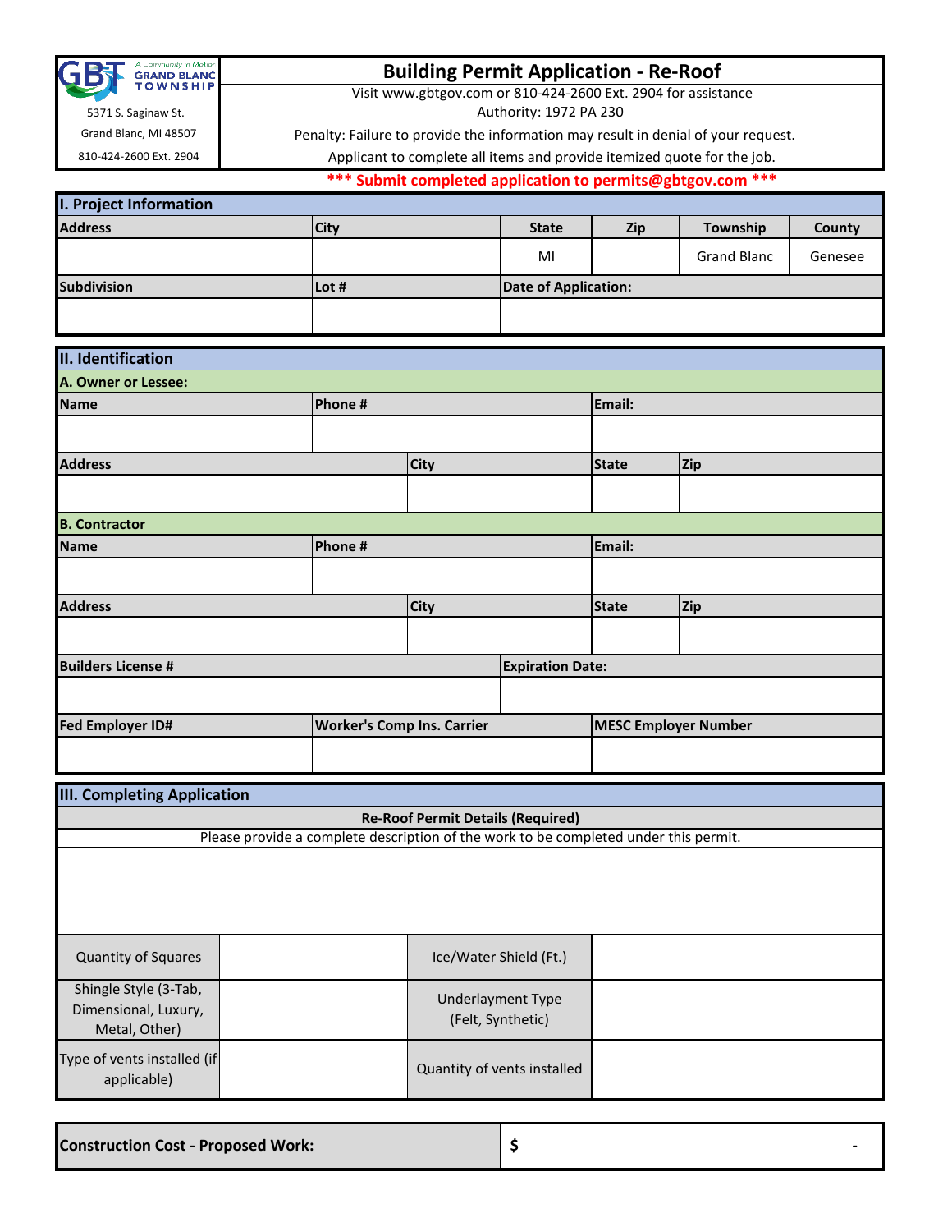GBT — A Community in Motion — GRAND BLANC TOWNSHIP

5371 S. Saginaw St.
Grand Blanc, MI 48507
810-424-2600 Ext. 2904

# Building Permit Application - Re-Roof

Visit www.gbtgov.com or 810-424-2600 Ext. 2904 for assistance

Authority: 1972 PA 230

Penalty: Failure to provide the information may result in denial of your request.

Applicant to complete all items and provide itemized quote for the job.

**\*\*\* Submit completed application to permits@gbtgov.com \*\*\***

## I. Project Information

| Address | City | State | Zip | Township | County |
|---|---|---|---|---|---|
| | | MI | | Grand Blanc | Genesee |

| Subdivision | Lot # | Date of Application: |
|---|---|---|
| | | |

## II. Identification

### A. Owner or Lessee:

| Name | Phone # | Email: |
|---|---|---|
| | | |

| Address | City | State | Zip |
|---|---|---|---|
| | | | |

### B. Contractor

| Name | Phone # | Email: |
|---|---|---|
| | | |

| Address | City | State | Zip |
|---|---|---|---|
| | | | |

| Builders License # | Expiration Date: |
|---|---|
| | |

| Fed Employer ID# | Worker's Comp Ins. Carrier | MESC Employer Number |
|---|---|---|
| | | |

## III. Completing Application

**Re-Roof Permit Details (Required)**

Please provide a complete description of the work to be completed under this permit.

| | | | |
|---|---|---|---|
| Quantity of Squares | | Ice/Water Shield (Ft.) | |
| Shingle Style (3-Tab, Dimensional, Luxury, Metal, Other) | | Underlayment Type (Felt, Synthetic) | |
| Type of vents installed (if applicable) | | Quantity of vents installed | |

| **Construction Cost - Proposed Work:** | **$ -** |
|---|---|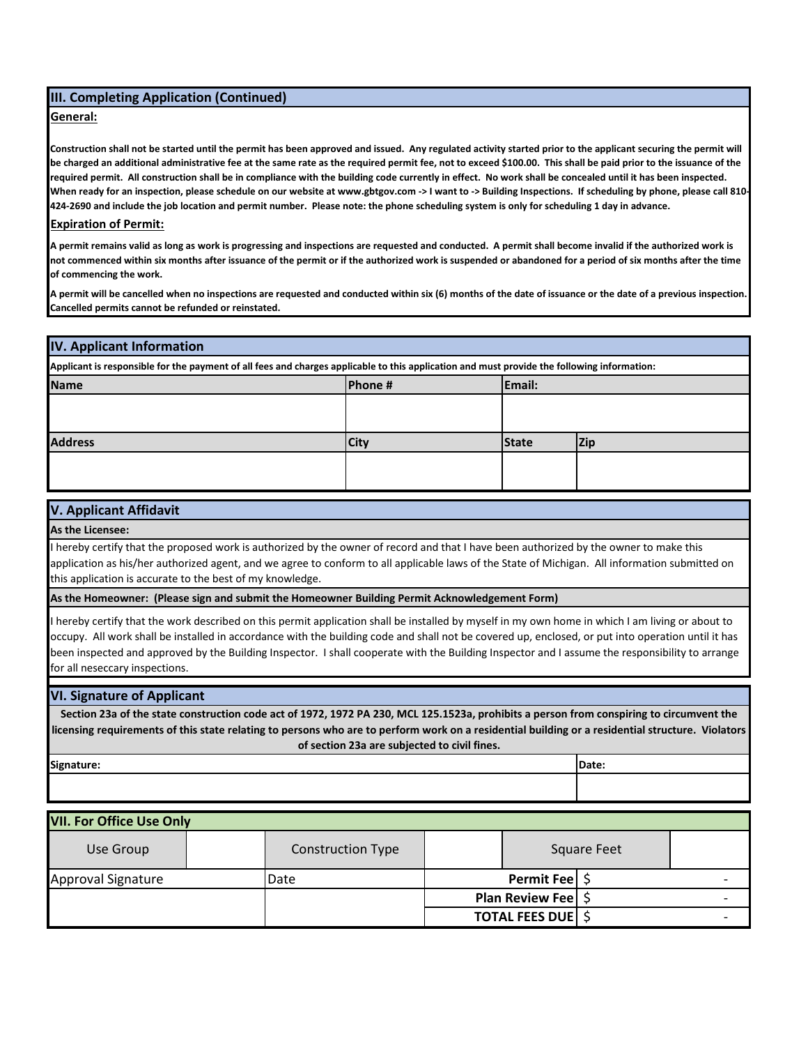## III. Completing Application (Continued)

**General:**

**Construction shall not be started until the permit has been approved and issued. Any regulated activity started prior to the applicant securing the permit will be charged an additional administrative fee at the same rate as the required permit fee, not to exceed $100.00. This shall be paid prior to the issuance of the required permit. All construction shall be in compliance with the building code currently in effect. No work shall be concealed until it has been inspected. When ready for an inspection, please schedule on our website at www.gbtgov.com -> I want to -> Building Inspections. If scheduling by phone, please call 810-424-2690 and include the job location and permit number. Please note: the phone scheduling system is only for scheduling 1 day in advance.**

**Expiration of Permit:**

**A permit remains valid as long as work is progressing and inspections are requested and conducted. A permit shall become invalid if the authorized work is not commenced within six months after issuance of the permit or if the authorized work is suspended or abandoned for a period of six months after the time of commencing the work.**

**A permit will be cancelled when no inspections are requested and conducted within six (6) months of the date of issuance or the date of a previous inspection. Cancelled permits cannot be refunded or reinstated.**

## IV. Applicant Information

**Applicant is responsible for the payment of all fees and charges applicable to this application and must provide the following information:**

| Name | Phone # | Email: | |
|---|---|---|---|
| | | | |
| **Address** | **City** | **State** | **Zip** |
| | | | |

## V. Applicant Affidavit

**As the Licensee:**

I hereby certify that the proposed work is authorized by the owner of record and that I have been authorized by the owner to make this application as his/her authorized agent, and we agree to conform to all applicable laws of the State of Michigan. All information submitted on this application is accurate to the best of my knowledge.

**As the Homeowner: (Please sign and submit the Homeowner Building Permit Acknowledgement Form)**

I hereby certify that the work described on this permit application shall be installed by myself in my own home in which I am living or about to occupy. All work shall be installed in accordance with the building code and shall not be covered up, enclosed, or put into operation until it has been inspected and approved by the Building Inspector. I shall cooperate with the Building Inspector and I assume the responsibility to arrange for all neseccary inspections.

## VI. Signature of Applicant

**Section 23a of the state construction code act of 1972, 1972 PA 230, MCL 125.1523a, prohibits a person from conspiring to circumvent the licensing requirements of this state relating to persons who are to perform work on a residential building or a residential structure. Violators of section 23a are subjected to civil fines.**

| Signature: | Date: |
|---|---|
| | |

## VII. For Office Use Only

| Use Group | | Construction Type | | Square Feet | |
|---|---|---|---|---|---|
| Approval Signature | | Date | **Permit Fee** | $ - | |
| | | | **Plan Review Fee** | $ - | |
| | | | **TOTAL FEES DUE** | $ - | |